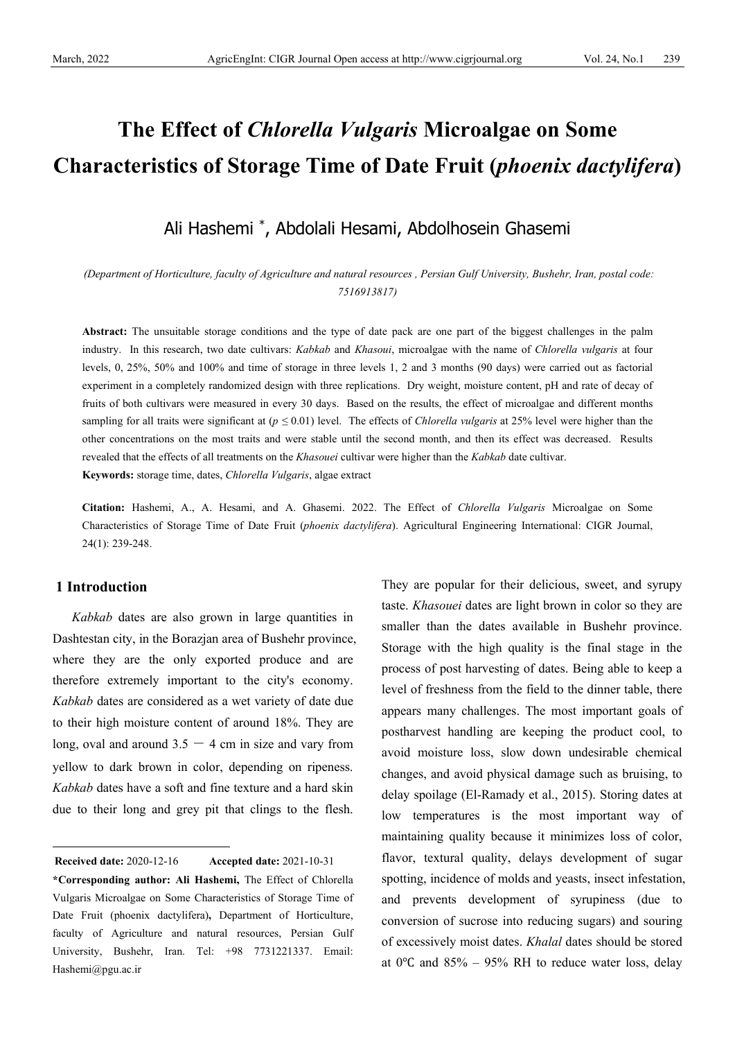# The Effect of *Chlorella Vulgaris* Microalgae on Some Characteristics of Storage Time of Date Fruit (*phoenix dactylifera*)

Ali Hashemi *, Abdolali Hesami, Abdolhosein Ghasemi

*(Department of Horticulture, faculty of Agriculture and natural resources , Persian Gulf University, Bushehr, Iran, postal code: 7516913817)*

**Abstract:** The unsuitable storage conditions and the type of date pack are one part of the biggest challenges in the palm industry. In this research, two date cultivars: *Kabkab* and *Khasoui*, microalgae with the name of *Chlorella vulgaris* at four levels, 0, 25%, 50% and 100% and time of storage in three levels 1, 2 and 3 months (90 days) were carried out as factorial experiment in a completely randomized design with three replications. Dry weight, moisture content, pH and rate of decay of fruits of both cultivars were measured in every 30 days. Based on the results, the effect of microalgae and different months sampling for all traits were significant at ($p \leq 0.01$) level. The effects of *Chlorella vulgaris* at 25% level were higher than the other concentrations on the most traits and were stable until the second month, and then its effect was decreased. Results revealed that the effects of all treatments on the *Khasouei* cultivar were higher than the *Kabkab* date cultivar.

**Keywords:** storage time, dates, *Chlorella Vulgaris*, algae extract

**Citation:** Hashemi, A., A. Hesami, and A. Ghasemi. 2022. The Effect of *Chlorella Vulgaris* Microalgae on Some Characteristics of Storage Time of Date Fruit (*phoenix dactylifera*). Agricultural Engineering International: CIGR Journal, 24(1): 239-248.

## 1 Introduction

*Kabkab* dates are also grown in large quantities in Dashtestan city, in the Borazjan area of Bushehr province, where they are the only exported produce and are therefore extremely important to the city's economy. *Kabkab* dates are considered as a wet variety of date due to their high moisture content of around 18%. They are long, oval and around 3.5 – 4 cm in size and vary from yellow to dark brown in color, depending on ripeness. *Kabkab* dates have a soft and fine texture and a hard skin due to their long and grey pit that clings to the flesh. They are popular for their delicious, sweet, and syrupy taste. *Khasouei* dates are light brown in color so they are smaller than the dates available in Bushehr province. Storage with the high quality is the final stage in the process of post harvesting of dates. Being able to keep a level of freshness from the field to the dinner table, there appears many challenges. The most important goals of postharvest handling are keeping the product cool, to avoid moisture loss, slow down undesirable chemical changes, and avoid physical damage such as bruising, to delay spoilage (El-Ramady et al., 2015). Storing dates at low temperatures is the most important way of maintaining quality because it minimizes loss of color, flavor, textural quality, delays development of sugar spotting, incidence of molds and yeasts, insect infestation, and prevents development of syrupiness (due to conversion of sucrose into reducing sugars) and souring of excessively moist dates. *Khalal* dates should be stored at 0°C and 85% – 95% RH to reduce water loss, delay

---

**Received date:** 2020-12-16 **Accepted date:** 2021-10-31

**\*Corresponding author: Ali Hashemi,** The Effect of Chlorella Vulgaris Microalgae on Some Characteristics of Storage Time of Date Fruit (phoenix dactylifera)**,** Department of Horticulture, faculty of Agriculture and natural resources, Persian Gulf University, Bushehr, Iran. Tel: +98 7731221337. Email: Hashemi@pgu.ac.ir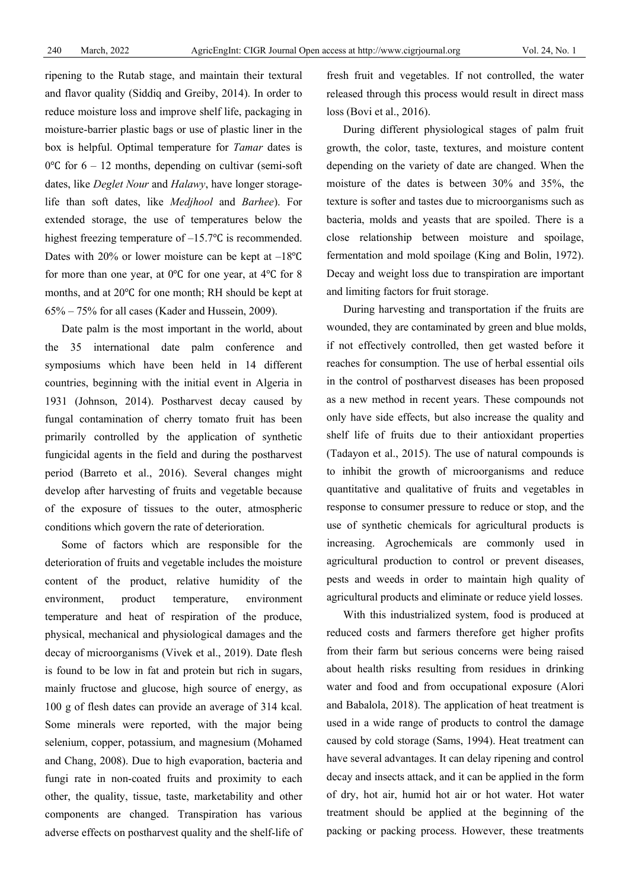ripening to the Rutab stage, and maintain their textural and flavor quality (Siddiq and Greiby, 2014). In order to reduce moisture loss and improve shelf life, packaging in moisture-barrier plastic bags or use of plastic liner in the box is helpful. Optimal temperature for *Tamar* dates is 0℃ for 6 – 12 months, depending on cultivar (semi-soft dates, like *Deglet Nour* and *Halawy*, have longer storage-life than soft dates, like *Medjhool* and *Barhee*). For extended storage, the use of temperatures below the highest freezing temperature of –15.7℃ is recommended. Dates with 20% or lower moisture can be kept at –18℃ for more than one year, at 0℃ for one year, at 4℃ for 8 months, and at 20℃ for one month; RH should be kept at 65% – 75% for all cases (Kader and Hussein, 2009).

Date palm is the most important in the world, about the 35 international date palm conference and symposiums which have been held in 14 different countries, beginning with the initial event in Algeria in 1931 (Johnson, 2014). Postharvest decay caused by fungal contamination of cherry tomato fruit has been primarily controlled by the application of synthetic fungicidal agents in the field and during the postharvest period (Barreto et al., 2016). Several changes might develop after harvesting of fruits and vegetable because of the exposure of tissues to the outer, atmospheric conditions which govern the rate of deterioration.

Some of factors which are responsible for the deterioration of fruits and vegetable includes the moisture content of the product, relative humidity of the environment, product temperature, environment temperature and heat of respiration of the produce, physical, mechanical and physiological damages and the decay of microorganisms (Vivek et al., 2019). Date flesh is found to be low in fat and protein but rich in sugars, mainly fructose and glucose, high source of energy, as 100 g of flesh dates can provide an average of 314 kcal. Some minerals were reported, with the major being selenium, copper, potassium, and magnesium (Mohamed and Chang, 2008). Due to high evaporation, bacteria and fungi rate in non-coated fruits and proximity to each other, the quality, tissue, taste, marketability and other components are changed. Transpiration has various adverse effects on postharvest quality and the shelf-life of fresh fruit and vegetables. If not controlled, the water released through this process would result in direct mass loss (Bovi et al., 2016).

During different physiological stages of palm fruit growth, the color, taste, textures, and moisture content depending on the variety of date are changed. When the moisture of the dates is between 30% and 35%, the texture is softer and tastes due to microorganisms such as bacteria, molds and yeasts that are spoiled. There is a close relationship between moisture and spoilage, fermentation and mold spoilage (King and Bolin, 1972). Decay and weight loss due to transpiration are important and limiting factors for fruit storage.

During harvesting and transportation if the fruits are wounded, they are contaminated by green and blue molds, if not effectively controlled, then get wasted before it reaches for consumption. The use of herbal essential oils in the control of postharvest diseases has been proposed as a new method in recent years. These compounds not only have side effects, but also increase the quality and shelf life of fruits due to their antioxidant properties (Tadayon et al., 2015). The use of natural compounds is to inhibit the growth of microorganisms and reduce quantitative and qualitative of fruits and vegetables in response to consumer pressure to reduce or stop, and the use of synthetic chemicals for agricultural products is increasing. Agrochemicals are commonly used in agricultural production to control or prevent diseases, pests and weeds in order to maintain high quality of agricultural products and eliminate or reduce yield losses.

With this industrialized system, food is produced at reduced costs and farmers therefore get higher profits from their farm but serious concerns were being raised about health risks resulting from residues in drinking water and food and from occupational exposure (Alori and Babalola, 2018). The application of heat treatment is used in a wide range of products to control the damage caused by cold storage (Sams, 1994). Heat treatment can have several advantages. It can delay ripening and control decay and insects attack, and it can be applied in the form of dry, hot air, humid hot air or hot water. Hot water treatment should be applied at the beginning of the packing or packing process. However, these treatments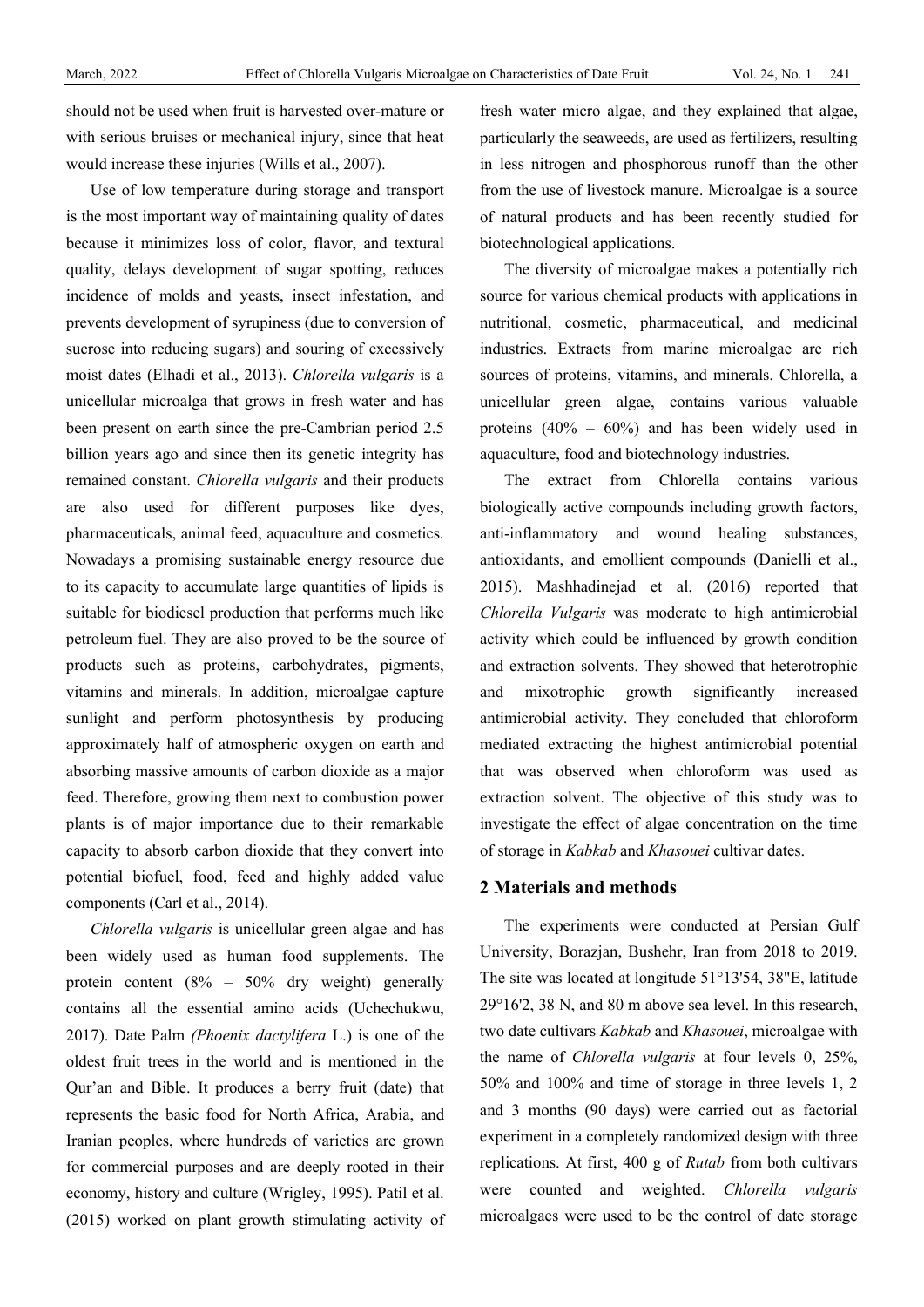should not be used when fruit is harvested over-mature or with serious bruises or mechanical injury, since that heat would increase these injuries (Wills et al., 2007).

Use of low temperature during storage and transport is the most important way of maintaining quality of dates because it minimizes loss of color, flavor, and textural quality, delays development of sugar spotting, reduces incidence of molds and yeasts, insect infestation, and prevents development of syrupiness (due to conversion of sucrose into reducing sugars) and souring of excessively moist dates (Elhadi et al., 2013). *Chlorella vulgaris* is a unicellular microalga that grows in fresh water and has been present on earth since the pre-Cambrian period 2.5 billion years ago and since then its genetic integrity has remained constant. *Chlorella vulgaris* and their products are also used for different purposes like dyes, pharmaceuticals, animal feed, aquaculture and cosmetics. Nowadays a promising sustainable energy resource due to its capacity to accumulate large quantities of lipids is suitable for biodiesel production that performs much like petroleum fuel. They are also proved to be the source of products such as proteins, carbohydrates, pigments, vitamins and minerals. In addition, microalgae capture sunlight and perform photosynthesis by producing approximately half of atmospheric oxygen on earth and absorbing massive amounts of carbon dioxide as a major feed. Therefore, growing them next to combustion power plants is of major importance due to their remarkable capacity to absorb carbon dioxide that they convert into potential biofuel, food, feed and highly added value components (Carl et al., 2014).

*Chlorella vulgaris* is unicellular green algae and has been widely used as human food supplements. The protein content (8% – 50% dry weight) generally contains all the essential amino acids (Uchechukwu, 2017). Date Palm *(Phoenix dactylifera* L.) is one of the oldest fruit trees in the world and is mentioned in the Qur'an and Bible. It produces a berry fruit (date) that represents the basic food for North Africa, Arabia, and Iranian peoples, where hundreds of varieties are grown for commercial purposes and are deeply rooted in their economy, history and culture (Wrigley, 1995). Patil et al. (2015) worked on plant growth stimulating activity of fresh water micro algae, and they explained that algae, particularly the seaweeds, are used as fertilizers, resulting in less nitrogen and phosphorous runoff than the other from the use of livestock manure. Microalgae is a source of natural products and has been recently studied for biotechnological applications.

The diversity of microalgae makes a potentially rich source for various chemical products with applications in nutritional, cosmetic, pharmaceutical, and medicinal industries. Extracts from marine microalgae are rich sources of proteins, vitamins, and minerals. Chlorella, a unicellular green algae, contains various valuable proteins (40% – 60%) and has been widely used in aquaculture, food and biotechnology industries.

The extract from Chlorella contains various biologically active compounds including growth factors, anti-inflammatory and wound healing substances, antioxidants, and emollient compounds (Danielli et al., 2015). Mashhadinejad et al. (2016) reported that *Chlorella Vulgaris* was moderate to high antimicrobial activity which could be influenced by growth condition and extraction solvents. They showed that heterotrophic and mixotrophic growth significantly increased antimicrobial activity. They concluded that chloroform mediated extracting the highest antimicrobial potential that was observed when chloroform was used as extraction solvent. The objective of this study was to investigate the effect of algae concentration on the time of storage in *Kabkab* and *Khasouei* cultivar dates.

## 2 Materials and methods

The experiments were conducted at Persian Gulf University, Borazjan, Bushehr, Iran from 2018 to 2019. The site was located at longitude 51°13'54, 38"E, latitude 29°16'2, 38 N, and 80 m above sea level. In this research, two date cultivars *Kabkab* and *Khasouei*, microalgae with the name of *Chlorella vulgaris* at four levels 0, 25%, 50% and 100% and time of storage in three levels 1, 2 and 3 months (90 days) were carried out as factorial experiment in a completely randomized design with three replications. At first, 400 g of *Rutab* from both cultivars were counted and weighted. *Chlorella vulgaris* microalgaes were used to be the control of date storage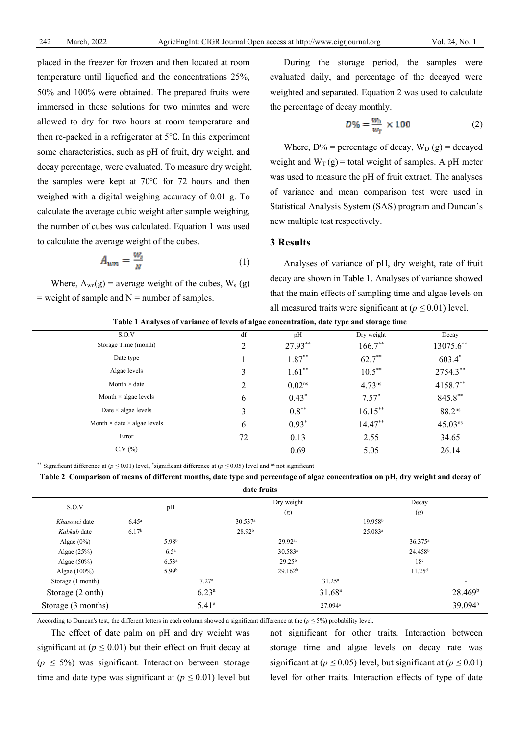placed in the freezer for frozen and then located at room temperature until liquefied and the concentrations 25%, 50% and 100% were obtained. The prepared fruits were immersed in these solutions for two minutes and were allowed to dry for two hours at room temperature and then re-packed in a refrigerator at 5℃. In this experiment some characteristics, such as pH of fruit, dry weight, and decay percentage, were evaluated. To measure dry weight, the samples were kept at 70℃ for 72 hours and then weighed with a digital weighing accuracy of 0.01 g. To calculate the average cubic weight after sample weighing, the number of cubes was calculated. Equation 1 was used to calculate the average weight of the cubes.

$$A_{wn} = \frac{W_s}{N} \quad (1)$$

Where, $A_{wn}$(g) = average weight of the cubes, $W_s$ (g) = weight of sample and N = number of samples.

During the storage period, the samples were evaluated daily, and percentage of the decayed were weighted and separated. Equation 2 was used to calculate the percentage of decay monthly.

$$D\% = \frac{W_D}{W_T} \times 100 \quad (2)$$

Where, D% = percentage of decay, $W_D$ (g) = decayed weight and $W_T$ (g) = total weight of samples. A pH meter was used to measure the pH of fruit extract. The analyses of variance and mean comparison test were used in Statistical Analysis System (SAS) program and Duncan's new multiple test respectively.

## 3 Results

Analyses of variance of pH, dry weight, rate of fruit decay are shown in Table 1. Analyses of variance showed that the main effects of sampling time and algae levels on all measured traits were significant at ($p \leq 0.01$) level.

**Table 1 Analyses of variance of levels of algae concentration, date type and storage time**

| S.O.V | df | pH | Dry weight | Decay |
|---|---|---|---|---|
| Storage Time (month) | 2 | 27.93** | 166.7** | 13075.6** |
| Date type | 1 | 1.87** | 62.7** | 603.4* |
| Algae levels | 3 | 1.61** | 10.5** | 2754.3** |
| Month × date | 2 | 0.02ns | 4.73ns | 4158.7** |
| Month × algae levels | 6 | 0.43* | 7.57* | 845.8** |
| Date × algae levels | 3 | 0.8** | 16.15** | 88.2ns |
| Month × date × algae levels | 6 | 0.93* | 14.47** | 45.03ns |
| Error | 72 | 0.13 | 2.55 | 34.65 |
| C.V (%) | | 0.69 | 5.05 | 26.14 |

** Significant difference at ($p \leq 0.01$) level, *significant difference at ($p \leq 0.05$) level and ns not significant

**Table 2 Comparison of means of different months, date type and percentage of algae concentration on pH, dry weight and decay of date fruits**

| S.O.V | pH | Dry weight (g) | Decay (g) |
|---|---|---|---|
| *Khasouei* date | 6.45a | 30.537a | 19.958b |
| *Kabkab* date | 6.17b | 28.92b | 25.083a |
| Algae (0%) | 5.98b | 29.92ab | 36.375a |
| Algae (25%) | 6.5a | 30.583a | 24.458b |
| Algae (50%) | 6.53a | 29.25b | 18c |
| Algae (100%) | 5.99b | 29.162b | 11.25d |
| Storage (1 month) | 7.27a | 31.25a | - |
| Storage (2 onth) | 6.23a | 31.68a | 28.469b |
| Storage (3 months) | 5.41a | 27.094a | 39.094a |

According to Duncan's test, the different letters in each column showed a significant difference at the ($p \leq 5\%$) probability level.

The effect of date palm on pH and dry weight was significant at ($p \leq 0.01$) but their effect on fruit decay at ($p \leq 5\%$) was significant. Interaction between storage time and date type was significant at ($p \leq 0.01$) level but not significant for other traits. Interaction between storage time and algae levels on decay rate was significant at ($p \leq 0.05$) level, but significant at ($p \leq 0.01$) level for other traits. Interaction effects of type of date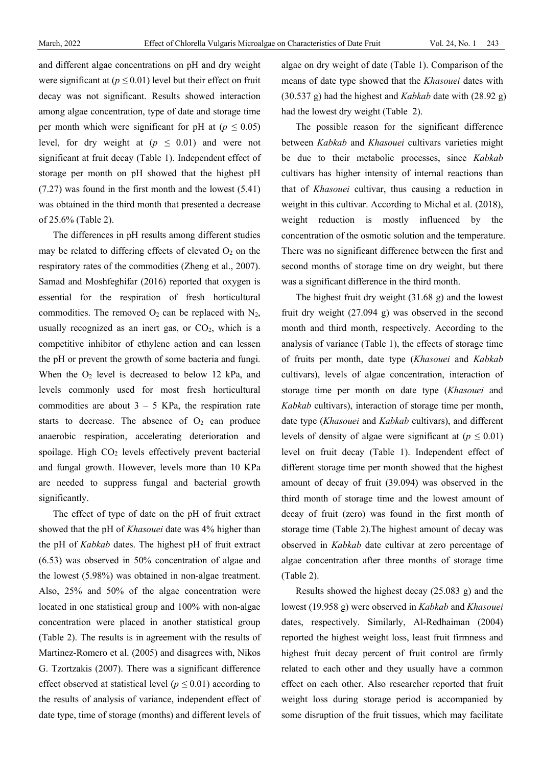and different algae concentrations on pH and dry weight were significant at ($p \leq 0.01$) level but their effect on fruit decay was not significant. Results showed interaction among algae concentration, type of date and storage time per month which were significant for pH at ($p \leq 0.05$) level, for dry weight at ($p \leq 0.01$) and were not significant at fruit decay (Table 1). Independent effect of storage per month on pH showed that the highest pH (7.27) was found in the first month and the lowest (5.41) was obtained in the third month that presented a decrease of 25.6% (Table 2).

The differences in pH results among different studies may be related to differing effects of elevated $O_2$ on the respiratory rates of the commodities (Zheng et al., 2007). Samad and Moshfeghifar (2016) reported that oxygen is essential for the respiration of fresh horticultural commodities. The removed $O_2$ can be replaced with $N_2$, usually recognized as an inert gas, or $CO_2$, which is a competitive inhibitor of ethylene action and can lessen the pH or prevent the growth of some bacteria and fungi. When the $O_2$ level is decreased to below 12 kPa, and levels commonly used for most fresh horticultural commodities are about 3 – 5 KPa, the respiration rate starts to decrease. The absence of $O_2$ can produce anaerobic respiration, accelerating deterioration and spoilage. High $CO_2$ levels effectively prevent bacterial and fungal growth. However, levels more than 10 KPa are needed to suppress fungal and bacterial growth significantly.

The effect of type of date on the pH of fruit extract showed that the pH of *Khasouei* date was 4% higher than the pH of *Kabkab* dates. The highest pH of fruit extract (6.53) was observed in 50% concentration of algae and the lowest (5.98%) was obtained in non-algae treatment. Also, 25% and 50% of the algae concentration were located in one statistical group and 100% with non-algae concentration were placed in another statistical group (Table 2). The results is in agreement with the results of Martinez-Romero et al. (2005) and disagrees with, Nikos G. Tzortzakis (2007). There was a significant difference effect observed at statistical level ($p \leq 0.01$) according to the results of analysis of variance, independent effect of date type, time of storage (months) and different levels of algae on dry weight of date (Table 1). Comparison of the means of date type showed that the *Khasouei* dates with (30.537 g) had the highest and *Kabkab* date with (28.92 g) had the lowest dry weight (Table 2).

The possible reason for the significant difference between *Kabkab* and *Khasouei* cultivars varieties might be due to their metabolic processes, since *Kabkab* cultivars has higher intensity of internal reactions than that of *Khasouei* cultivar, thus causing a reduction in weight in this cultivar. According to Michal et al. (2018), weight reduction is mostly influenced by the concentration of the osmotic solution and the temperature. There was no significant difference between the first and second months of storage time on dry weight, but there was a significant difference in the third month.

The highest fruit dry weight (31.68 g) and the lowest fruit dry weight (27.094 g) was observed in the second month and third month, respectively. According to the analysis of variance (Table 1), the effects of storage time of fruits per month, date type (*Khasouei* and *Kabkab* cultivars), levels of algae concentration, interaction of storage time per month on date type (*Khasouei* and *Kabkab* cultivars), interaction of storage time per month, date type (*Khasouei* and *Kabkab* cultivars), and different levels of density of algae were significant at ($p \leq 0.01$) level on fruit decay (Table 1). Independent effect of different storage time per month showed that the highest amount of decay of fruit (39.094) was observed in the third month of storage time and the lowest amount of decay of fruit (zero) was found in the first month of storage time (Table 2).The highest amount of decay was observed in *Kabkab* date cultivar at zero percentage of algae concentration after three months of storage time (Table 2).

Results showed the highest decay (25.083 g) and the lowest (19.958 g) were observed in *Kabkab* and *Khasouei* dates, respectively. Similarly, Al-Redhaiman (2004) reported the highest weight loss, least fruit firmness and highest fruit decay percent of fruit control are firmly related to each other and they usually have a common effect on each other. Also researcher reported that fruit weight loss during storage period is accompanied by some disruption of the fruit tissues, which may facilitate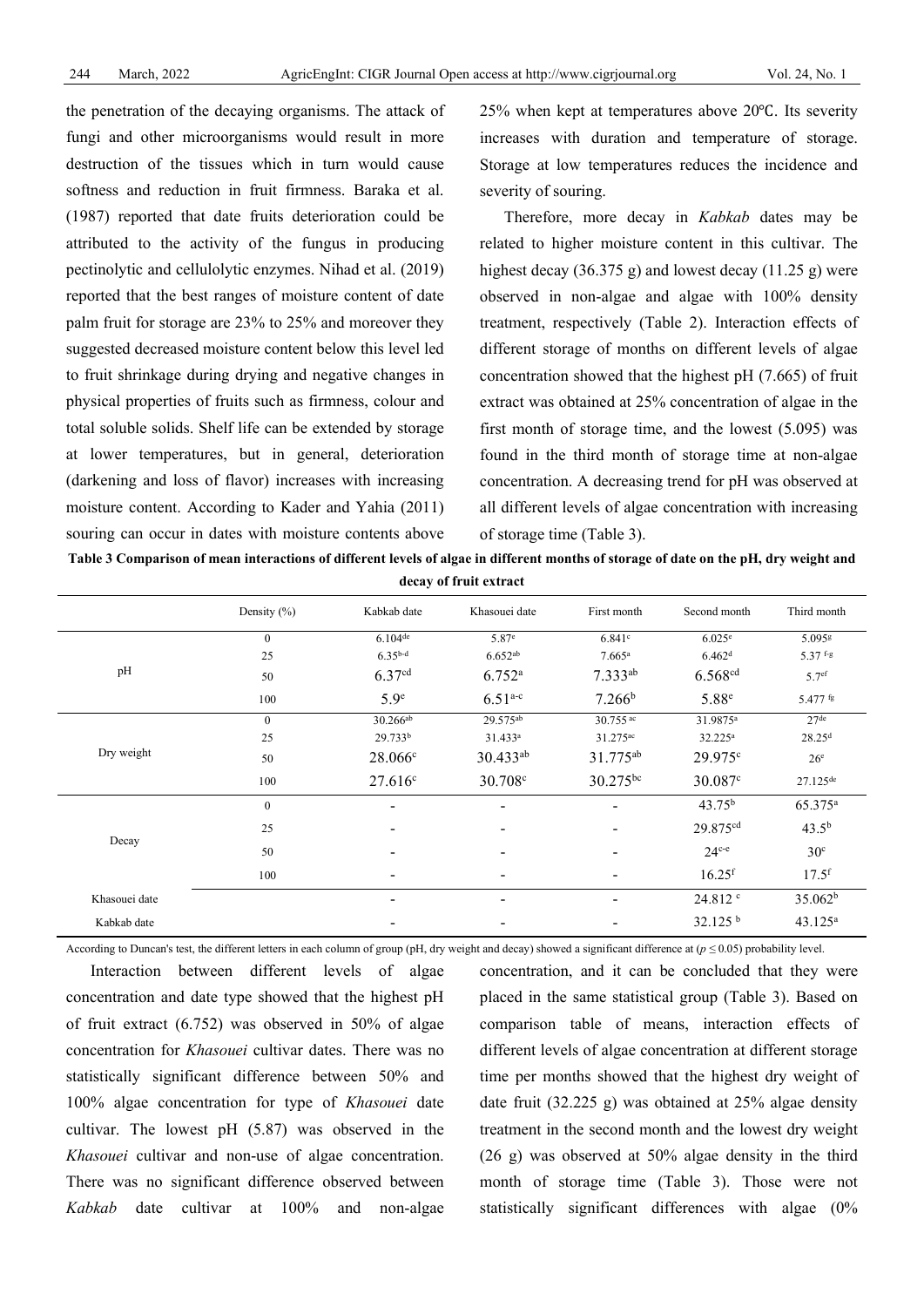the penetration of the decaying organisms. The attack of fungi and other microorganisms would result in more destruction of the tissues which in turn would cause softness and reduction in fruit firmness. Baraka et al. (1987) reported that date fruits deterioration could be attributed to the activity of the fungus in producing pectinolytic and cellulolytic enzymes. Nihad et al. (2019) reported that the best ranges of moisture content of date palm fruit for storage are 23% to 25% and moreover they suggested decreased moisture content below this level led to fruit shrinkage during drying and negative changes in physical properties of fruits such as firmness, colour and total soluble solids. Shelf life can be extended by storage at lower temperatures, but in general, deterioration (darkening and loss of flavor) increases with increasing moisture content. According to Kader and Yahia (2011) souring can occur in dates with moisture contents above 25% when kept at temperatures above 20℃. Its severity increases with duration and temperature of storage. Storage at low temperatures reduces the incidence and severity of souring.

Therefore, more decay in *Kabkab* dates may be related to higher moisture content in this cultivar. The highest decay (36.375 g) and lowest decay (11.25 g) were observed in non-algae and algae with 100% density treatment, respectively (Table 2). Interaction effects of different storage of months on different levels of algae concentration showed that the highest pH (7.665) of fruit extract was obtained at 25% concentration of algae in the first month of storage time, and the lowest (5.095) was found in the third month of storage time at non-algae concentration. A decreasing trend for pH was observed at all different levels of algae concentration with increasing of storage time (Table 3).

**Table 3 Comparison of mean interactions of different levels of algae in different months of storage of date on the pH, dry weight and decay of fruit extract**

| | Density (%) | Kabkab date | Khasouei date | First month | Second month | Third month |
|---|---|---|---|---|---|---|
| pH | 0 | 6.104[de] | 5.87[e] | 6.841[c] | 6.025[e] | 5.095[g] |
| | 25 | 6.35[b-d] | 6.652[ab] | 7.665[a] | 6.462[d] | 5.37[f-g] |
| | 50 | 6.37[cd] | 6.752[a] | 7.333[ab] | 6.568[cd] | 5.7[ef] |
| | 100 | 5.9[e] | 6.51[a-c] | 7.266[b] | 5.88[e] | 5.477[fg] |
| Dry weight | 0 | 30.266[ab] | 29.575[ab] | 30.755[ac] | 31.9875[a] | 27[de] |
| | 25 | 29.733[b] | 31.433[a] | 31.275[ac] | 32.225[a] | 28.25[d] |
| | 50 | 28.066[c] | 30.433[ab] | 31.775[ab] | 29.975[c] | 26[e] |
| | 100 | 27.616[c] | 30.708[c] | 30.275[bc] | 30.087[c] | 27.125[de] |
| Decay | 0 | - | - | - | 43.75[b] | 65.375[a] |
| | 25 | - | - | - | 29.875[cd] | 43.5[b] |
| | 50 | - | - | - | 24[c-e] | 30[c] |
| | 100 | - | - | - | 16.25[f] | 17.5[f] |
| Khasouei date | | - | - | - | 24.812[c] | 35.062[b] |
| Kabkab date | | - | - | - | 32.125[b] | 43.125[a] |

According to Duncan's test, the different letters in each column of group (pH, dry weight and decay) showed a significant difference at ($p \leq 0.05$) probability level.

Interaction between different levels of algae concentration and date type showed that the highest pH of fruit extract (6.752) was observed in 50% of algae concentration for *Khasouei* cultivar dates. There was no statistically significant difference between 50% and 100% algae concentration for type of *Khasouei* date cultivar. The lowest pH (5.87) was observed in the *Khasouei* cultivar and non-use of algae concentration. There was no significant difference observed between *Kabkab* date cultivar at 100% and non-algae concentration, and it can be concluded that they were placed in the same statistical group (Table 3). Based on comparison table of means, interaction effects of different levels of algae concentration at different storage time per months showed that the highest dry weight of date fruit (32.225 g) was obtained at 25% algae density treatment in the second month and the lowest dry weight (26 g) was observed at 50% algae density in the third month of storage time (Table 3). Those were not statistically significant differences with algae (0%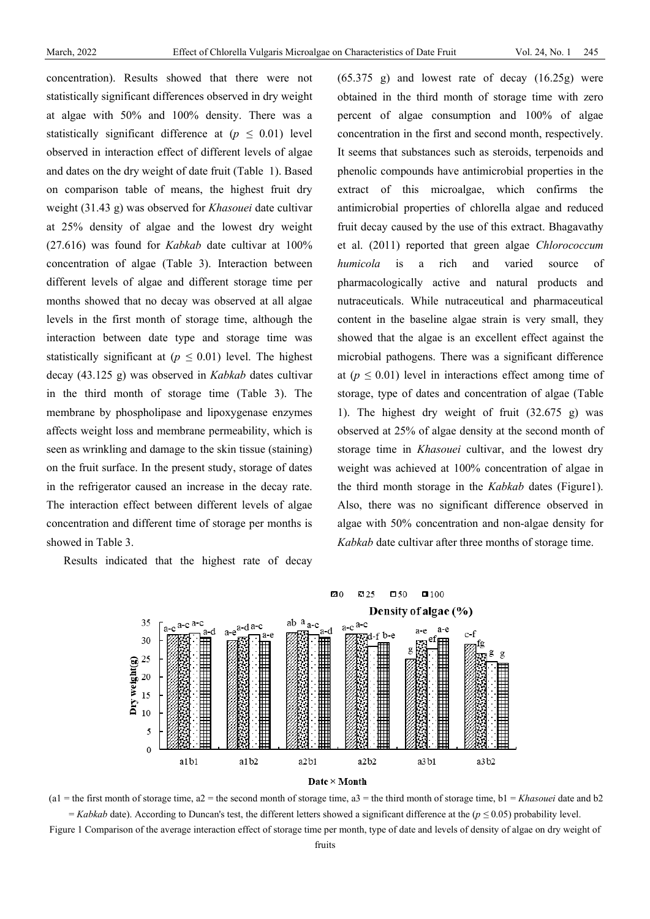concentration). Results showed that there were not statistically significant differences observed in dry weight at algae with 50% and 100% density. There was a statistically significant difference at ($p \leq 0.01$) level observed in interaction effect of different levels of algae and dates on the dry weight of date fruit (Table 1). Based on comparison table of means, the highest fruit dry weight (31.43 g) was observed for *Khasouei* date cultivar at 25% density of algae and the lowest dry weight (27.616) was found for *Kabkab* date cultivar at 100% concentration of algae (Table 3). Interaction between different levels of algae and different storage time per months showed that no decay was observed at all algae levels in the first month of storage time, although the interaction between date type and storage time was statistically significant at ($p \leq 0.01$) level. The highest decay (43.125 g) was observed in *Kabkab* dates cultivar in the third month of storage time (Table 3). The membrane by phospholipase and lipoxygenase enzymes affects weight loss and membrane permeability, which is seen as wrinkling and damage to the skin tissue (staining) on the fruit surface. In the present study, storage of dates in the refrigerator caused an increase in the decay rate. The interaction effect between different levels of algae concentration and different time of storage per months is showed in Table 3.

Results indicated that the highest rate of decay (65.375 g) and lowest rate of decay (16.25g) were obtained in the third month of storage time with zero percent of algae consumption and 100% of algae concentration in the first and second month, respectively. It seems that substances such as steroids, terpenoids and phenolic compounds have antimicrobial properties in the extract of this microalgae, which confirms the antimicrobial properties of chlorella algae and reduced fruit decay caused by the use of this extract. Bhagavathy et al. (2011) reported that green algae *Chlorococcum humicola* is a rich and varied source of pharmacologically active and natural products and nutraceuticals. While nutraceutical and pharmaceutical content in the baseline algae strain is very small, they showed that the algae is an excellent effect against the microbial pathogens. There was a significant difference at ($p \leq 0.01$) level in interactions effect among time of storage, type of dates and concentration of algae (Table 1). The highest dry weight of fruit (32.675 g) was observed at 25% of algae density at the second month of storage time in *Khasouei* cultivar, and the lowest dry weight was achieved at 100% concentration of algae in the third month storage in the *Kabkab* dates (Figure1). Also, there was no significant difference observed in algae with 50% concentration and non-algae density for *Kabkab* date cultivar after three months of storage time.

(a1 = the first month of storage time, a2 = the second month of storage time, a3 = the third month of storage time, b1 = *Khasouei* date and b2 = *Kabkab* date). According to Duncan's test, the different letters showed a significant difference at the ($p \leq 0.05$) probability level.

Figure 1 Comparison of the average interaction effect of storage time per month, type of date and levels of density of algae on dry weight of fruits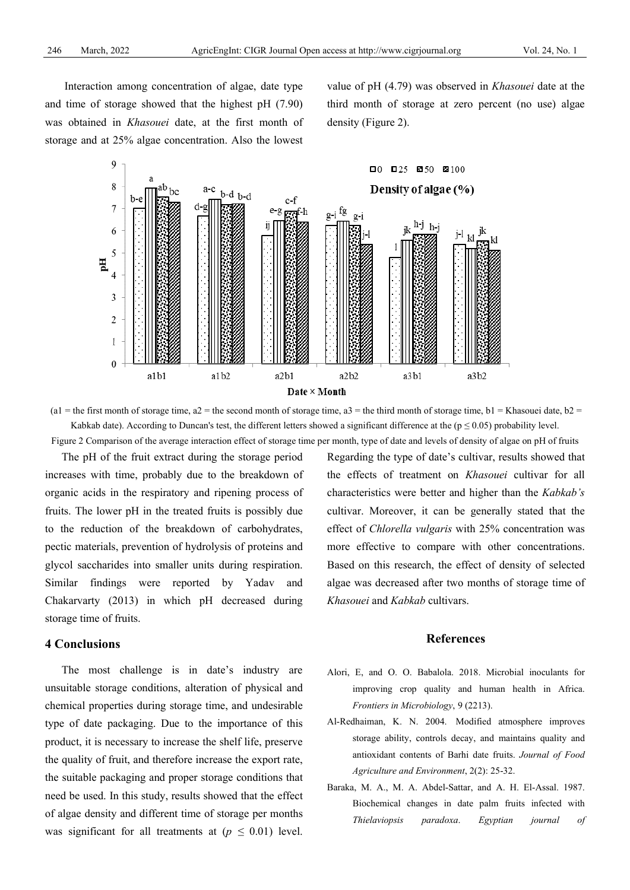Interaction among concentration of algae, date type and time of storage showed that the highest pH (7.90) was obtained in *Khasouei* date, at the first month of storage and at 25% algae concentration. Also the lowest value of pH (4.79) was observed in *Khasouei* date at the third month of storage at zero percent (no use) algae density (Figure 2).

(a1 = the first month of storage time, a2 = the second month of storage time, a3 = the third month of storage time, b1 = Khasouei date, b2 = Kabkab date). According to Duncan's test, the different letters showed a significant difference at the ($p \leq 0.05$) probability level.

Figure 2 Comparison of the average interaction effect of storage time per month, type of date and levels of density of algae on pH of fruits

The pH of the fruit extract during the storage period increases with time, probably due to the breakdown of organic acids in the respiratory and ripening process of fruits. The lower pH in the treated fruits is possibly due to the reduction of the breakdown of carbohydrates, pectic materials, prevention of hydrolysis of proteins and glycol saccharides into smaller units during respiration. Similar findings were reported by Yadav and Chakarvarty (2013) in which pH decreased during storage time of fruits.

## 4 Conclusions

The most challenge is in date's industry are unsuitable storage conditions, alteration of physical and chemical properties during storage time, and undesirable type of date packaging. Due to the importance of this product, it is necessary to increase the shelf life, preserve the quality of fruit, and therefore increase the export rate, the suitable packaging and proper storage conditions that need be used. In this study, results showed that the effect of algae density and different time of storage per months was significant for all treatments at ($p \leq 0.01$) level. Regarding the type of date's cultivar, results showed that the effects of treatment on *Khasouei* cultivar for all characteristics were better and higher than the *Kabkab's* cultivar. Moreover, it can be generally stated that the effect of *Chlorella vulgaris* with 25% concentration was more effective to compare with other concentrations. Based on this research, the effect of density of selected algae was decreased after two months of storage time of *Khasouei* and *Kabkab* cultivars.

## References

Alori, E, and O. O. Babalola. 2018. Microbial inoculants for improving crop quality and human health in Africa. *Frontiers in Microbiology*, 9 (2213).

Al-Redhaiman, K. N. 2004. Modified atmosphere improves storage ability, controls decay, and maintains quality and antioxidant contents of Barhi date fruits. *Journal of Food Agriculture and Environment*, 2(2): 25-32.

Baraka, M. A., M. A. Abdel-Sattar, and A. H. El-Assal. 1987. Biochemical changes in date palm fruits infected with *Thielaviopsis paradoxa*. *Egyptian journal of*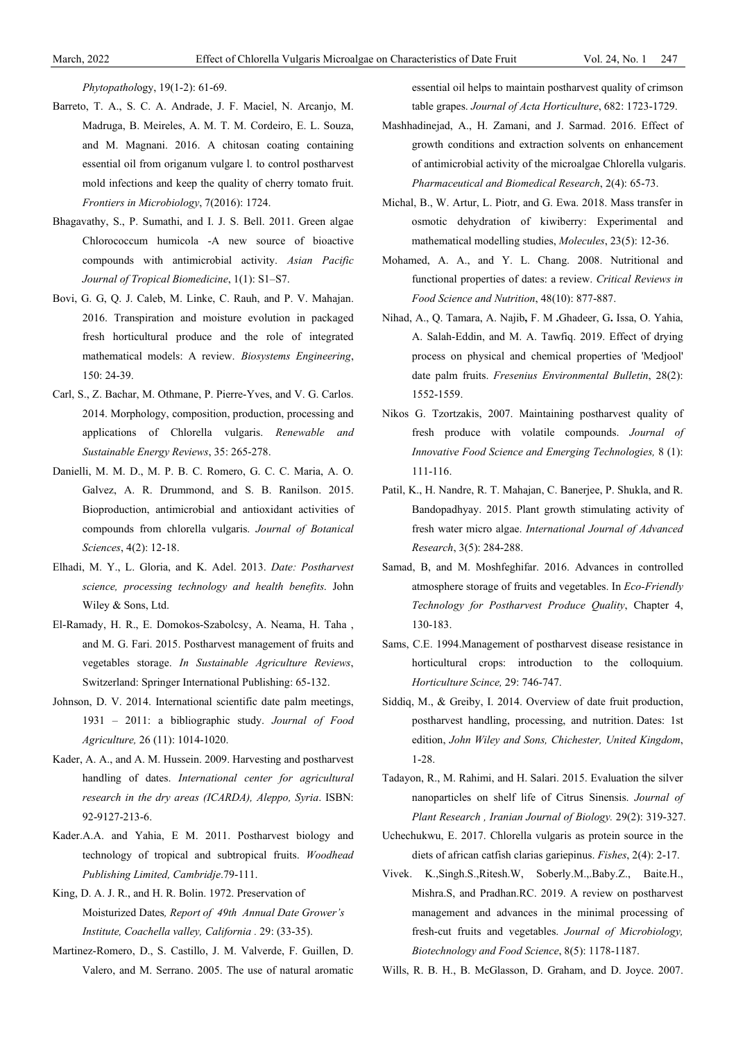*Phytopathology*, 19(1-2): 61-69.

Barreto, T. A., S. C. A. Andrade, J. F. Maciel, N. Arcanjo, M. Madruga, B. Meireles, A. M. T. M. Cordeiro, E. L. Souza, and M. Magnani. 2016. A chitosan coating containing essential oil from origanum vulgare l. to control postharvest mold infections and keep the quality of cherry tomato fruit. *Frontiers in Microbiology*, 7(2016): 1724.

Bhagavathy, S., P. Sumathi, and I. J. S. Bell. 2011. Green algae Chlorococcum humicola -A new source of bioactive compounds with antimicrobial activity. *Asian Pacific Journal of Tropical Biomedicine*, 1(1): S1–S7.

Bovi, G. G, Q. J. Caleb, M. Linke, C. Rauh, and P. V. Mahajan. 2016. Transpiration and moisture evolution in packaged fresh horticultural produce and the role of integrated mathematical models: A review. *Biosystems Engineering*, 150: 24-39.

Carl, S., Z. Bachar, M. Othmane, P. Pierre-Yves, and V. G. Carlos. 2014. Morphology, composition, production, processing and applications of Chlorella vulgaris. *Renewable and Sustainable Energy Reviews*, 35: 265-278.

Danielli, M. M. D., M. P. B. C. Romero, G. C. C. Maria, A. O. Galvez, A. R. Drummond, and S. B. Ranilson. 2015. Bioproduction, antimicrobial and antioxidant activities of compounds from chlorella vulgaris. *Journal of Botanical Sciences*, 4(2): 12-18.

Elhadi, M. Y., L. Gloria, and K. Adel. 2013. *Date: Postharvest science, processing technology and health benefits.* John Wiley & Sons, Ltd.

El-Ramady, H. R., E. Domokos-Szabolcsy, A. Neama, H. Taha , and M. G. Fari. 2015. Postharvest management of fruits and vegetables storage. *In Sustainable Agriculture Reviews*, Switzerland: Springer International Publishing: 65-132.

Johnson, D. V. 2014. International scientific date palm meetings, 1931 – 2011: a bibliographic study. *Journal of Food Agriculture,* 26 (11): 1014-1020.

Kader, A. A., and A. M. Hussein. 2009. Harvesting and postharvest handling of dates. *International center for agricultural research in the dry areas (ICARDA), Aleppo, Syria*. ISBN: 92-9127-213-6.

Kader.A.A. and Yahia, E M. 2011. Postharvest biology and technology of tropical and subtropical fruits. *Woodhead Publishing Limited, Cambridje*.79-111.

King, D. A. J. R., and H. R. Bolin. 1972. Preservation of Moisturized Dates*, Report of 49th Annual Date Grower's Institute, Coachella valley, California* . 29: (33-35).

Martinez-Romero, D., S. Castillo, J. M. Valverde, F. Guillen, D. Valero, and M. Serrano. 2005. The use of natural aromatic essential oil helps to maintain postharvest quality of crimson table grapes. *Journal of Acta Horticulture*, 682: 1723-1729.

Mashhadinejad, A., H. Zamani, and J. Sarmad. 2016. Effect of growth conditions and extraction solvents on enhancement of antimicrobial activity of the microalgae Chlorella vulgaris. *Pharmaceutical and Biomedical Research*, 2(4): 65-73.

Michal, B., W. Artur, L. Piotr, and G. Ewa. 2018. Mass transfer in osmotic dehydration of kiwiberry: Experimental and mathematical modelling studies, *Molecules*, 23(5): 12-36.

Mohamed, A. A., and Y. L. Chang. 2008. Nutritional and functional properties of dates: a review. *Critical Reviews in Food Science and Nutrition*, 48(10): 877-887.

Nihad, A., Q. Tamara, A. Najib**,** F. M **.**Ghadeer, G**.** Issa, O. Yahia, A. Salah-Eddin, and M. A. Tawfiq. 2019. Effect of drying process on physical and chemical properties of 'Medjool' date palm fruits. *Fresenius Environmental Bulletin*, 28(2): 1552-1559.

Nikos G. Tzortzakis, 2007. Maintaining postharvest quality of fresh produce with volatile compounds. *Journal of Innovative Food Science and Emerging Technologies,* 8 (1): 111-116.

Patil, K., H. Nandre, R. T. Mahajan, C. Banerjee, P. Shukla, and R. Bandopadhyay. 2015. Plant growth stimulating activity of fresh water micro algae. *International Journal of Advanced Research*, 3(5): 284-288.

Samad, B, and M. Moshfeghifar. 2016. Advances in controlled atmosphere storage of fruits and vegetables. In *Eco-Friendly Technology for Postharvest Produce Quality*, Chapter 4, 130-183.

Sams, C.E. 1994.Management of postharvest disease resistance in horticultural crops: introduction to the colloquium. *Horticulture Scince,* 29: 746-747.

Siddiq, M., & Greiby, I. 2014. Overview of date fruit production, postharvest handling, processing, and nutrition. Dates: 1st edition, *John Wiley and Sons, Chichester, United Kingdom*, 1-28.

Tadayon, R., M. Rahimi, and H. Salari. 2015. Evaluation the silver nanoparticles on shelf life of Citrus Sinensis. *Journal of Plant Research , Iranian Journal of Biology.* 29(2): 319-327.

Uchechukwu, E. 2017. Chlorella vulgaris as protein source in the diets of african catfish clarias gariepinus. *Fishes*, 2(4): 2-17.

Vivek. K.,Singh.S.,Ritesh.W, Soberly.M.,.Baby.Z., Baite.H., Mishra.S, and Pradhan.RC. 2019. A review on postharvest management and advances in the minimal processing of fresh-cut fruits and vegetables. *Journal of Microbiology, Biotechnology and Food Science*, 8(5): 1178-1187.

Wills, R. B. H., B. McGlasson, D. Graham, and D. Joyce. 2007.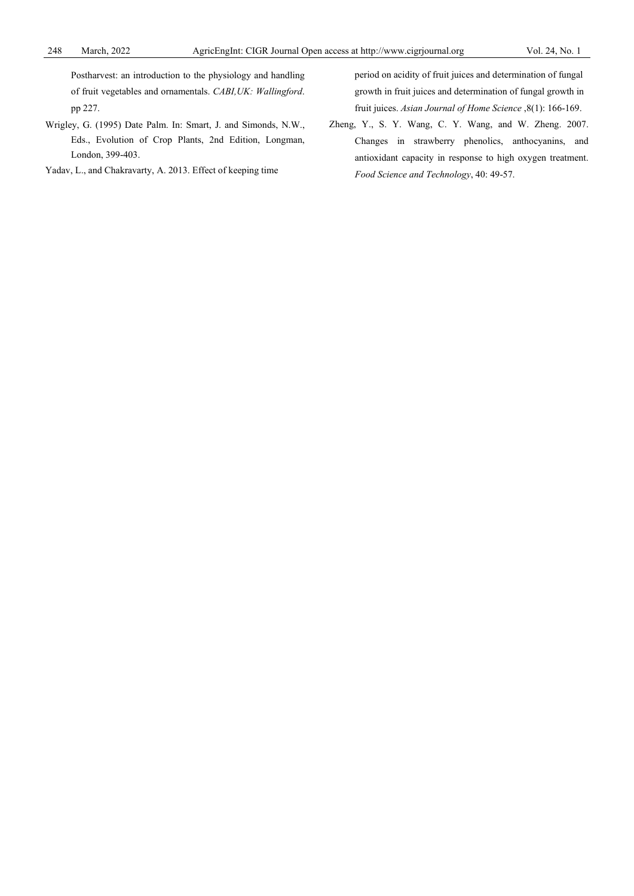Postharvest: an introduction to the physiology and handling of fruit vegetables and ornamentals. *CABI,UK: Wallingford*. pp 227.

Wrigley, G. (1995) Date Palm. In: Smart, J. and Simonds, N.W., Eds., Evolution of Crop Plants, 2nd Edition, Longman, London, 399-403.

Yadav, L., and Chakravarty, A. 2013. Effect of keeping time period on acidity of fruit juices and determination of fungal growth in fruit juices and determination of fungal growth in fruit juices. *Asian Journal of Home Science* ,8(1): 166-169.

Zheng, Y., S. Y. Wang, C. Y. Wang, and W. Zheng. 2007. Changes in strawberry phenolics, anthocyanins, and antioxidant capacity in response to high oxygen treatment. *Food Science and Technology*, 40: 49-57.